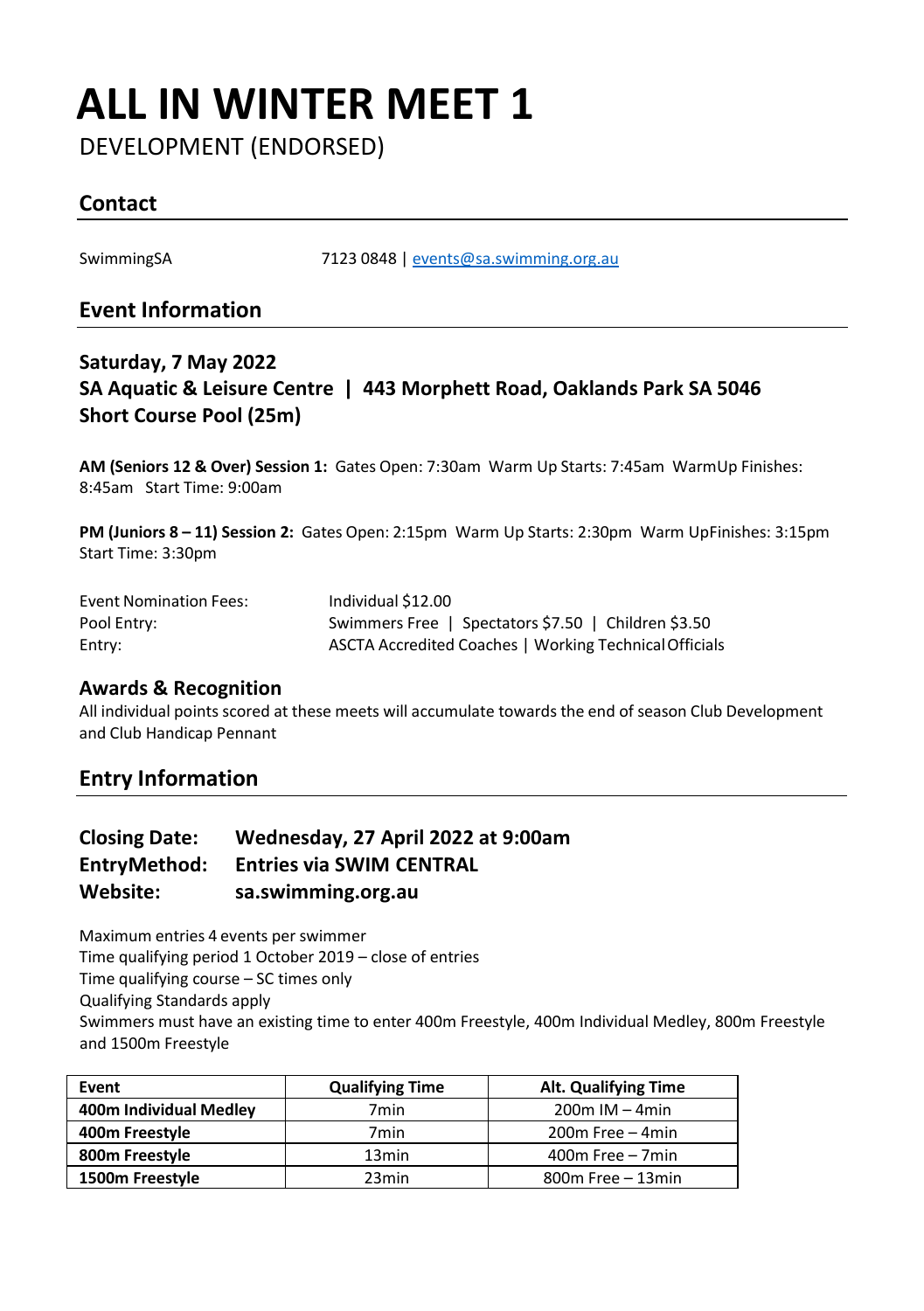# ALL IN WINTER MEET 1

DEVELOPMENT (ENDORSED)

## Contact

SwimmingSA 7123 0848 | events@sa.swimming.org.au

## Event Information

### Saturday, 7 May 2022
### SA Aquatic & Leisure Centre | 443 Morphett Road, Oaklands Park SA 5046
### Short Course Pool (25m)

**AM (Seniors 12 & Over) Session 1:** Gates Open: 7:30am Warm Up Starts: 7:45am WarmUp Finishes: 8:45am Start Time: 9:00am

**PM (Juniors 8 – 11) Session 2:** Gates Open: 2:15pm Warm Up Starts: 2:30pm Warm UpFinishes: 3:15pm Start Time: 3:30pm

Event Nomination Fees: Individual $12.00
Pool Entry: Swimmers Free | Spectators $7.50 | Children $3.50
Entry: ASCTA Accredited Coaches | Working Technical Officials

### Awards & Recognition

All individual points scored at these meets will accumulate towards the end of season Club Development and Club Handicap Pennant

## Entry Information

**Closing Date: Wednesday, 27 April 2022 at 9:00am**
**EntryMethod: Entries via SWIM CENTRAL**
**Website: sa.swimming.org.au**

Maximum entries 4 events per swimmer
Time qualifying period 1 October 2019 – close of entries
Time qualifying course – SC times only
Qualifying Standards apply
Swimmers must have an existing time to enter 400m Freestyle, 400m Individual Medley, 800m Freestyle and 1500m Freestyle

| Event | Qualifying Time | Alt. Qualifying Time |
|---|---|---|
| **400m Individual Medley** | 7min | 200m IM – 4min |
| **400m Freestyle** | 7min | 200m Free – 4min |
| **800m Freestyle** | 13min | 400m Free – 7min |
| **1500m Freestyle** | 23min | 800m Free – 13min |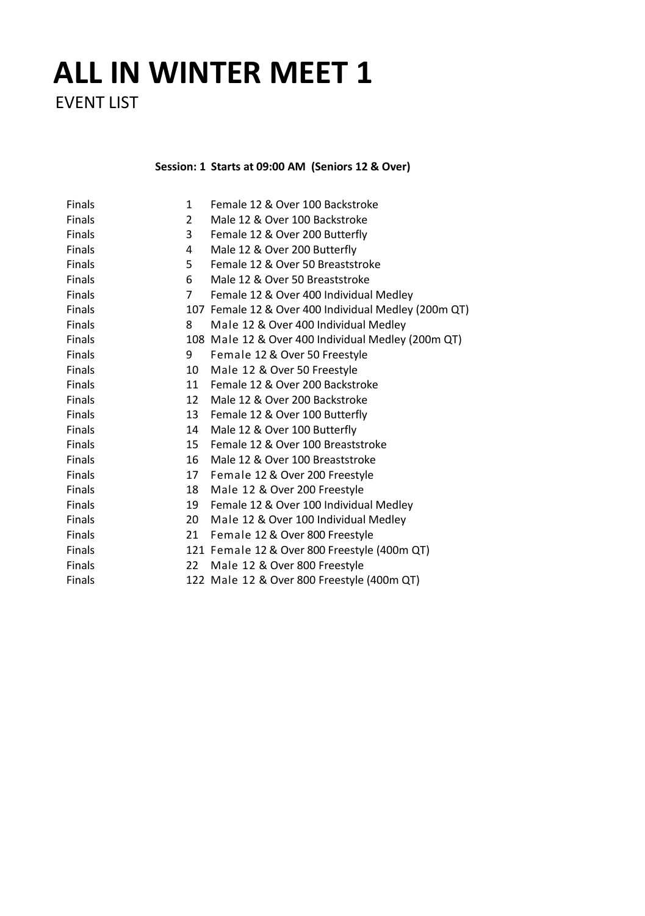# ALL IN WINTER MEET 1

EVENT LIST

**Session: 1 Starts at 09:00 AM (Seniors 12 & Over)**

| | | |
|---|---|---|
| Finals | 1 | Female 12 & Over 100 Backstroke |
| Finals | 2 | Male 12 & Over 100 Backstroke |
| Finals | 3 | Female 12 & Over 200 Butterfly |
| Finals | 4 | Male 12 & Over 200 Butterfly |
| Finals | 5 | Female 12 & Over 50 Breaststroke |
| Finals | 6 | Male 12 & Over 50 Breaststroke |
| Finals | 7 | Female 12 & Over 400 Individual Medley |
| Finals | 107 | Female 12 & Over 400 Individual Medley (200m QT) |
| Finals | 8 | Male 12 & Over 400 Individual Medley |
| Finals | 108 | Male 12 & Over 400 Individual Medley (200m QT) |
| Finals | 9 | Female 12 & Over 50 Freestyle |
| Finals | 10 | Male 12 & Over 50 Freestyle |
| Finals | 11 | Female 12 & Over 200 Backstroke |
| Finals | 12 | Male 12 & Over 200 Backstroke |
| Finals | 13 | Female 12 & Over 100 Butterfly |
| Finals | 14 | Male 12 & Over 100 Butterfly |
| Finals | 15 | Female 12 & Over 100 Breaststroke |
| Finals | 16 | Male 12 & Over 100 Breaststroke |
| Finals | 17 | Female 12 & Over 200 Freestyle |
| Finals | 18 | Male 12 & Over 200 Freestyle |
| Finals | 19 | Female 12 & Over 100 Individual Medley |
| Finals | 20 | Male 12 & Over 100 Individual Medley |
| Finals | 21 | Female 12 & Over 800 Freestyle |
| Finals | 121 | Female 12 & Over 800 Freestyle (400m QT) |
| Finals | 22 | Male 12 & Over 800 Freestyle |
| Finals | 122 | Male 12 & Over 800 Freestyle (400m QT) |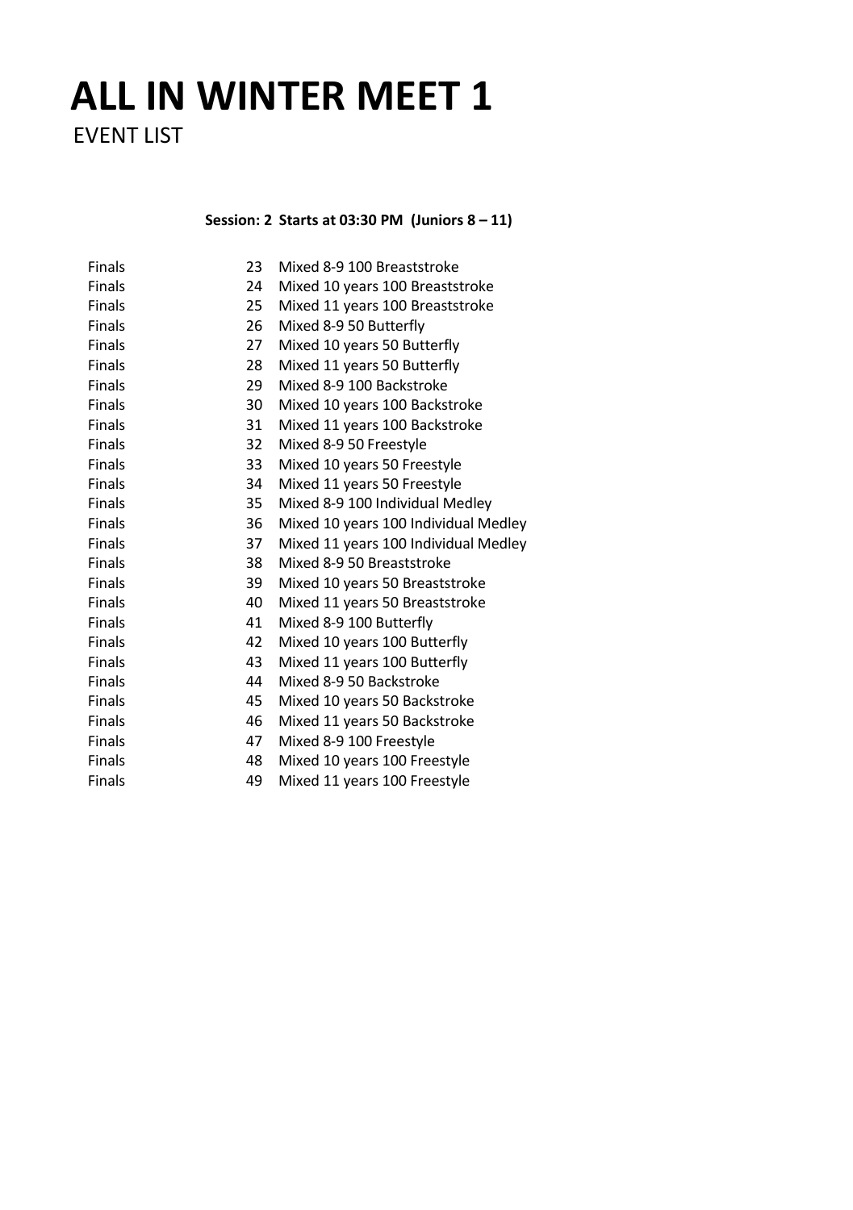# ALL IN WINTER MEET 1

EVENT LIST

**Session: 2 Starts at 03:30 PM (Juniors 8 – 11)**

| | | |
|---|---|---|
| Finals | 23 | Mixed 8-9 100 Breaststroke |
| Finals | 24 | Mixed 10 years 100 Breaststroke |
| Finals | 25 | Mixed 11 years 100 Breaststroke |
| Finals | 26 | Mixed 8-9 50 Butterfly |
| Finals | 27 | Mixed 10 years 50 Butterfly |
| Finals | 28 | Mixed 11 years 50 Butterfly |
| Finals | 29 | Mixed 8-9 100 Backstroke |
| Finals | 30 | Mixed 10 years 100 Backstroke |
| Finals | 31 | Mixed 11 years 100 Backstroke |
| Finals | 32 | Mixed 8-9 50 Freestyle |
| Finals | 33 | Mixed 10 years 50 Freestyle |
| Finals | 34 | Mixed 11 years 50 Freestyle |
| Finals | 35 | Mixed 8-9 100 Individual Medley |
| Finals | 36 | Mixed 10 years 100 Individual Medley |
| Finals | 37 | Mixed 11 years 100 Individual Medley |
| Finals | 38 | Mixed 8-9 50 Breaststroke |
| Finals | 39 | Mixed 10 years 50 Breaststroke |
| Finals | 40 | Mixed 11 years 50 Breaststroke |
| Finals | 41 | Mixed 8-9 100 Butterfly |
| Finals | 42 | Mixed 10 years 100 Butterfly |
| Finals | 43 | Mixed 11 years 100 Butterfly |
| Finals | 44 | Mixed 8-9 50 Backstroke |
| Finals | 45 | Mixed 10 years 50 Backstroke |
| Finals | 46 | Mixed 11 years 50 Backstroke |
| Finals | 47 | Mixed 8-9 100 Freestyle |
| Finals | 48 | Mixed 10 years 100 Freestyle |
| Finals | 49 | Mixed 11 years 100 Freestyle |